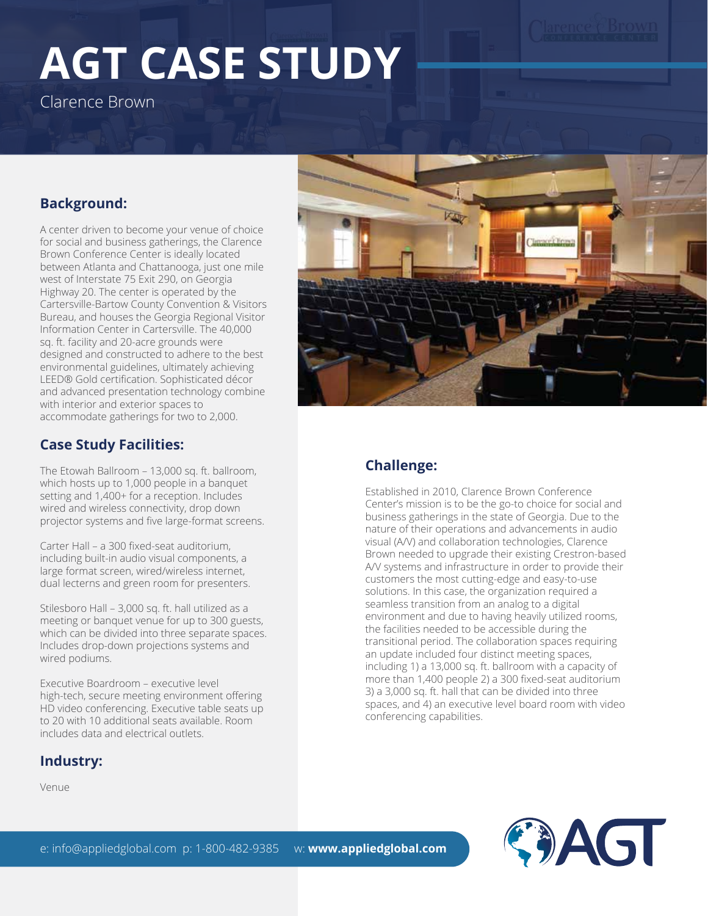# AGT CASE STUDY

Clarence Brown

## Background:

A center driven to become your venue of choice for social and business gatherings, the Clarence Brown Conference Center is ideally located between Atlanta and Chattanooga, just one mile west of Interstate 75 Exit 290, on Georgia Highway 20. The center is operated by the Cartersville-Bartow County Convention & Visitors Bureau, and houses the Georgia Regional Visitor Information Center in Cartersville. The 40,000 sq. ft. facility and 20-acre grounds were designed and constructed to adhere to the best environmental guidelines, ultimately achieving LEED® Gold certification. Sophisticated décor and advanced presentation technology combine with interior and exterior spaces to accommodate gatherings for two to 2,000.

## Case Study Facilities:

The Etowah Ballroom – 13,000 sq. ft. ballroom, which hosts up to 1,000 people in a banquet setting and 1,400+ for a reception. Includes wired and wireless connectivity, drop down projector systems and five large-format screens.

Carter Hall – a 300 fixed-seat auditorium, including built-in audio visual components, a large format screen, wired/wireless internet, dual lecterns and green room for presenters.

Stilesboro Hall – 3,000 sq. ft. hall utilized as a meeting or banquet venue for up to 300 guests, which can be divided into three separate spaces. Includes drop-down projections systems and wired podiums.

Executive Boardroom – executive level high-tech, secure meeting environment offering HD video conferencing. Executive table seats up to 20 with 10 additional seats available. Room includes data and electrical outlets.

## Industry:

Venue

## Challenge:

Established in 2010, Clarence Brown Conference Center's mission is to be the go-to choice for social and business gatherings in the state of Georgia. Due to the nature of their operations and advancements in audio visual (A/V) and collaboration technologies, Clarence Brown needed to upgrade their existing Crestron-based A/V systems and infrastructure in order to provide their customers the most cutting-edge and easy-to-use solutions. In this case, the organization required a seamless transition from an analog to a digital environment and due to having heavily utilized rooms, the facilities needed to be accessible during the transitional period. The collaboration spaces requiring an update included four distinct meeting spaces, including 1) a 13,000 sq. ft. ballroom with a capacity of more than 1,400 people 2) a 300 fixed-seat auditorium 3) a 3,000 sq. ft. hall that can be divided into three spaces, and 4) an executive level board room with video conferencing capabilities.

e: info@appliedglobal.com p: 1-800-482-9385 w: **www.appliedglobal.com**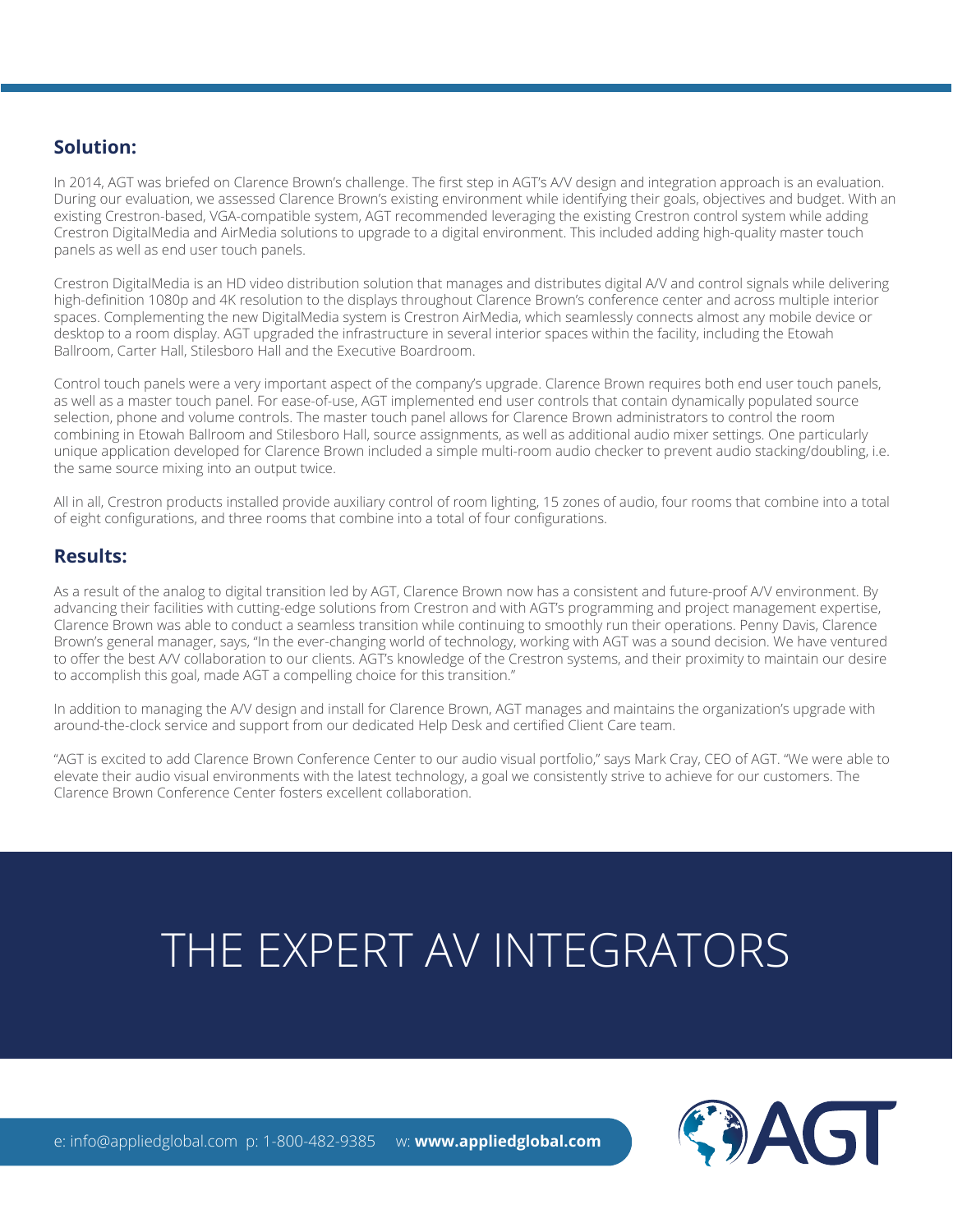## Solution:

In 2014, AGT was briefed on Clarence Brown's challenge. The first step in AGT's A/V design and integration approach is an evaluation. During our evaluation, we assessed Clarence Brown's existing environment while identifying their goals, objectives and budget. With an existing Crestron-based, VGA-compatible system, AGT recommended leveraging the existing Crestron control system while adding Crestron DigitalMedia and AirMedia solutions to upgrade to a digital environment. This included adding high-quality master touch panels as well as end user touch panels.

Crestron DigitalMedia is an HD video distribution solution that manages and distributes digital A/V and control signals while delivering high-definition 1080p and 4K resolution to the displays throughout Clarence Brown's conference center and across multiple interior spaces. Complementing the new DigitalMedia system is Crestron AirMedia, which seamlessly connects almost any mobile device or desktop to a room display. AGT upgraded the infrastructure in several interior spaces within the facility, including the Etowah Ballroom, Carter Hall, Stilesboro Hall and the Executive Boardroom.

Control touch panels were a very important aspect of the company's upgrade. Clarence Brown requires both end user touch panels, as well as a master touch panel. For ease-of-use, AGT implemented end user controls that contain dynamically populated source selection, phone and volume controls. The master touch panel allows for Clarence Brown administrators to control the room combining in Etowah Ballroom and Stilesboro Hall, source assignments, as well as additional audio mixer settings. One particularly unique application developed for Clarence Brown included a simple multi-room audio checker to prevent audio stacking/doubling, i.e. the same source mixing into an output twice.

All in all, Crestron products installed provide auxiliary control of room lighting, 15 zones of audio, four rooms that combine into a total of eight configurations, and three rooms that combine into a total of four configurations.

## Results:

As a result of the analog to digital transition led by AGT, Clarence Brown now has a consistent and future-proof A/V environment. By advancing their facilities with cutting-edge solutions from Crestron and with AGT's programming and project management expertise, Clarence Brown was able to conduct a seamless transition while continuing to smoothly run their operations. Penny Davis, Clarence Brown's general manager, says, "In the ever-changing world of technology, working with AGT was a sound decision. We have ventured to offer the best A/V collaboration to our clients. AGT's knowledge of the Crestron systems, and their proximity to maintain our desire to accomplish this goal, made AGT a compelling choice for this transition."

In addition to managing the A/V design and install for Clarence Brown, AGT manages and maintains the organization's upgrade with around-the-clock service and support from our dedicated Help Desk and certified Client Care team.

"AGT is excited to add Clarence Brown Conference Center to our audio visual portfolio," says Mark Cray, CEO of AGT. "We were able to elevate their audio visual environments with the latest technology, a goal we consistently strive to achieve for our customers. The Clarence Brown Conference Center fosters excellent collaboration.

# THE EXPERT AV INTEGRATORS

e: info@appliedglobal.com p: 1-800-482-9385 w: **www.appliedglobal.com**

AGT